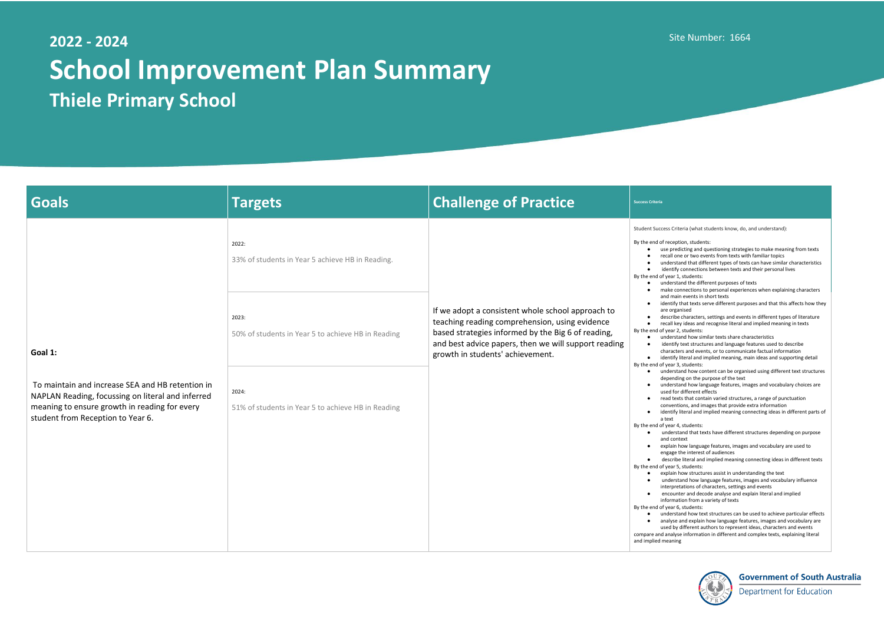2022 - 2024

# School Improvement Plan Summary

## Thiele Primary School

Site Number: 1664

| Goals | Targets | Challenge of Practice | Success Criteria |
|---|---|---|---|
| **Goal 1:**<br><br>To maintain and increase SEA and HB retention in NAPLAN Reading, focussing on literal and inferred meaning to ensure growth in reading for every student from Reception to Year 6. | 2022:<br>33% of students in Year 5 achieve HB in Reading.<br><br>2023:<br>50% of students in Year 5 to achieve HB in Reading<br><br>2024:<br>51% of students in Year 5 to achieve HB in Reading | If we adopt a consistent whole school approach to teaching reading comprehension, using evidence based strategies informed by the Big 6 of reading, and best advice papers, then we will support reading growth in students' achievement. | Student Success Criteria (what students know, do, and understand):<br><br>By the end of reception, students:<br>• use predicting and questioning strategies to make meaning from texts<br>• recall one or two events from texts with familiar topics<br>• understand that different types of texts can have similar characteristics<br>• identify connections between texts and their personal lives<br>By the end of year 1, students:<br>• understand the different purposes of texts<br>• make connections to personal experiences when explaining characters and main events in short texts<br>• identify that texts serve different purposes and that this affects how they are organised<br>• describe characters, settings and events in different types of literature<br>• recall key ideas and recognise literal and implied meaning in texts<br>By the end of year 2, students:<br>• understand how similar texts share characteristics<br>• identify text structures and language features used to describe characters and events, or to communicate factual information<br>• identify literal and implied meaning, main ideas and supporting detail<br>By the end of year 3, students:<br>• understand how content can be organised using different text structures depending on the purpose of the text<br>• understand how language features, images and vocabulary choices are used for different effects<br>• read texts that contain varied structures, a range of punctuation conventions, and images that provide extra information<br>• identify literal and implied meaning connecting ideas in different parts of a text<br>By the end of year 4, students:<br>• understand that texts have different structures depending on purpose and context<br>• explain how language features, images and vocabulary are used to engage the interest of audiences<br>• describe literal and implied meaning connecting ideas in different texts<br>By the end of year 5, students:<br>• explain how structures assist in understanding the text<br>• understand how language features, images and vocabulary influence interpretations of characters, settings and events<br>• encounter and decode analyse and explain literal and implied information from a variety of texts<br>By the end of year 6, students:<br>• understand how text structures can be used to achieve particular effects<br>• analyse and explain how language features, images and vocabulary are used by different authors to represent ideas, characters and events<br>compare and analyse information in different and complex texts, explaining literal and implied meaning |

Government of South Australia
Department for Education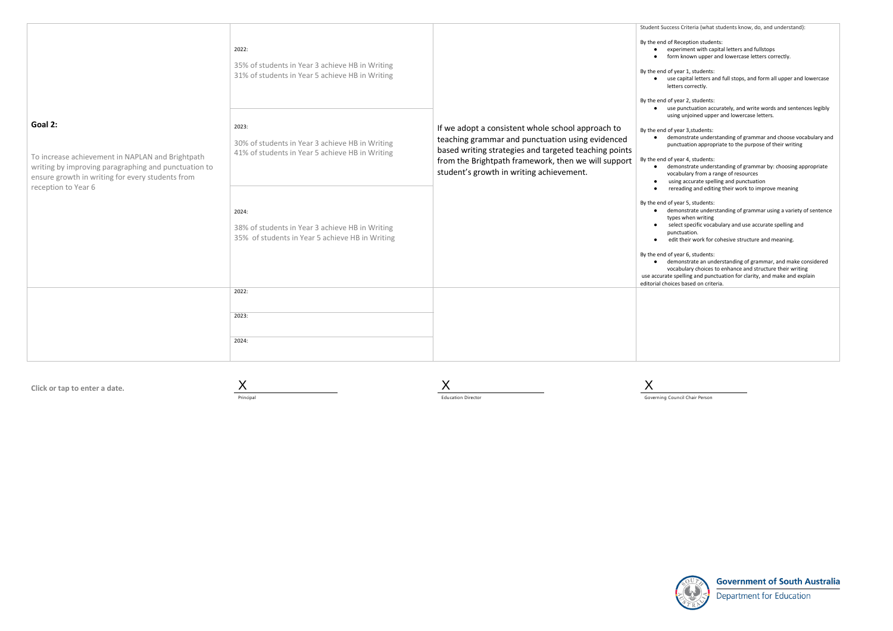| | | | |
|---|---|---|---|
| **Goal 2:**<br><br>To increase achievement in NAPLAN and Brightpath writing by improving paragraphing and punctuation to ensure growth in writing for every students from reception to Year 6 | 2022:<br><br>35% of students in Year 3 achieve HB in Writing<br>31% of students in Year 5 achieve HB in Writing<br><br>2023:<br><br>30% of students in Year 3 achieve HB in Writing<br>41% of students in Year 5 achieve HB in Writing<br><br>2024:<br><br>38% of students in Year 3 achieve HB in Writing<br>35% of students in Year 5 achieve HB in Writing | If we adopt a consistent whole school approach to teaching grammar and punctuation using evidenced based writing strategies and targeted teaching points from the Brightpath framework, then we will support student's growth in writing achievement. | Student Success Criteria (what students know, do, and understand):<br><br>By the end of Reception students:<br>• experiment with capital letters and fullstops<br>• form known upper and lowercase letters correctly.<br><br>By the end of year 1, students:<br>• use capital letters and full stops, and form all upper and lowercase letters correctly.<br><br>By the end of year 2, students:<br>• use punctuation accurately, and write words and sentences legibly using unjoined upper and lowercase letters.<br><br>By the end of year 3,students:<br>• demonstrate understanding of grammar and choose vocabulary and punctuation appropriate to the purpose of their writing<br><br>By the end of year 4, students:<br>• demonstrate understanding of grammar by: choosing appropriate vocabulary from a range of resources<br>• using accurate spelling and punctuation<br>• rereading and editing their work to improve meaning<br><br>By the end of year 5, students:<br>• demonstrate understanding of grammar using a variety of sentence types when writing<br>• select specific vocabulary and use accurate spelling and punctuation.<br>• edit their work for cohesive structure and meaning.<br><br>By the end of year 6, students:<br>• demonstrate an understanding of grammar, and make considered vocabulary choices to enhance and structure their writing<br>use accurate spelling and punctuation for clarity, and make and explain editorial choices based on criteria. |
| | 2022:<br><br>2023:<br><br>2024: | | |

**Click or tap to enter a date.**

X
Principal

X
Education Director

X
Governing Council Chair Person

Government of South Australia
Department for Education